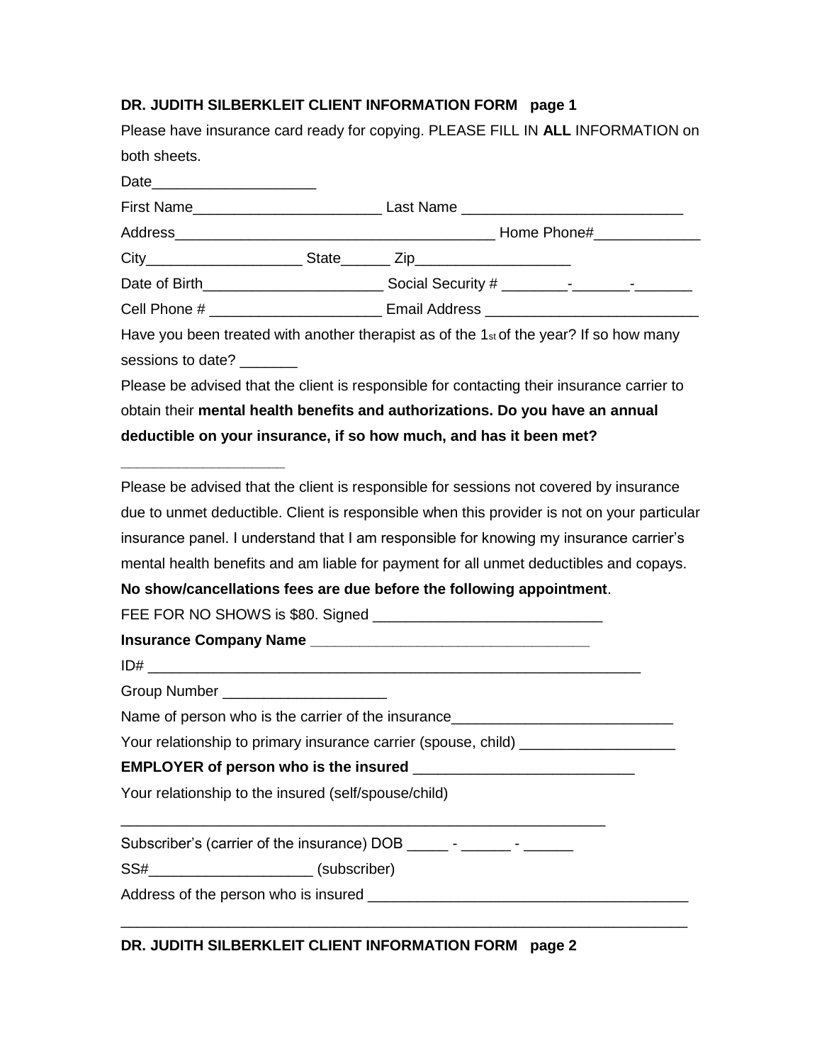**DR. JUDITH SILBERKLEIT CLIENT INFORMATION FORM page 1**

Please have insurance card ready for copying. PLEASE FILL IN **ALL** INFORMATION on both sheets.

Date____________________

First Name_______________________ Last Name ___________________________

Address________________________________________ Home Phone#_____________

City___________________ State______ Zip___________________

Date of Birth______________________ Social Security # ________-_______-_______

Cell Phone # _____________________ Email Address __________________________

Have you been treated with another therapist as of the 1st of the year? If so how many sessions to date? _______

Please be advised that the client is responsible for contacting their insurance carrier to obtain their **mental health benefits and authorizations. Do you have an annual deductible on your insurance, if so how much, and has it been met?**

____________________

Please be advised that the client is responsible for sessions not covered by insurance due to unmet deductible. Client is responsible when this provider is not on your particular insurance panel. I understand that I am responsible for knowing my insurance carrier's mental health benefits and am liable for payment for all unmet deductibles and copays.

**No show/cancellations fees are due before the following appointment**.

FEE FOR NO SHOWS is $80. Signed ____________________________

**Insurance Company Name** ___________________________________

ID# _______________________________________________________________

Group Number ____________________

Name of person who is the carrier of the insurance___________________________

Your relationship to primary insurance carrier (spouse, child) ___________________

**EMPLOYER of person who is the insured** __________________________

Your relationship to the insured (self/spouse/child)

_______________________________________________________________

Subscriber's (carrier of the insurance) DOB _____ - ______ - ______

SS#____________________ (subscriber)

Address of the person who is insured ______________________________________

______________________________________________________________________

**DR. JUDITH SILBERKLEIT CLIENT INFORMATION FORM page 2**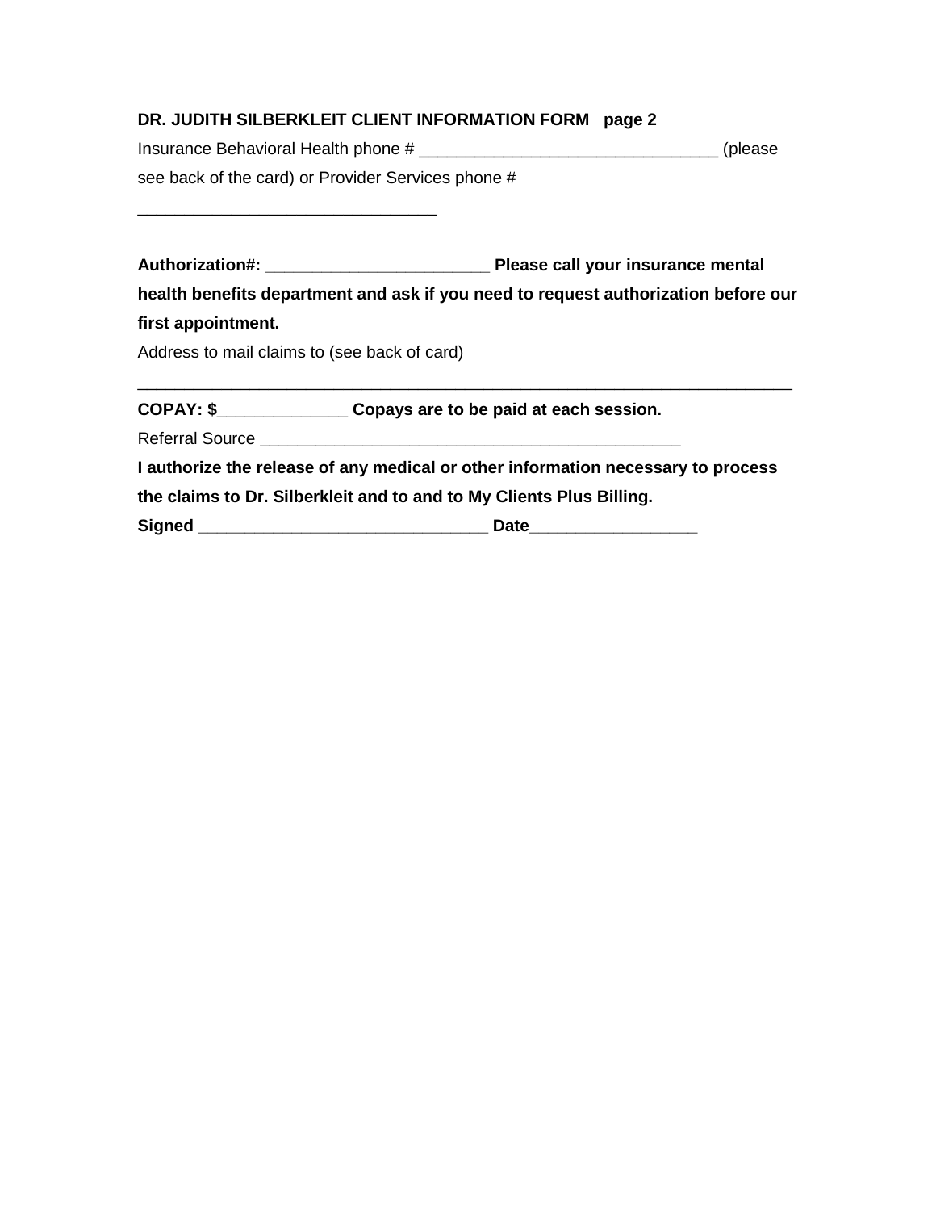**DR. JUDITH SILBERKLEIT CLIENT INFORMATION FORM page 2**

Insurance Behavioral Health phone # ________________________________ (please see back of the card) or Provider Services phone # ________________________________

**Authorization#: ________________________ Please call your insurance mental health benefits department and ask if you need to request authorization before our first appointment.**

Address to mail claims to (see back of card) ______________________________________________________________________

**COPAY: $______________ Copays are to be paid at each session.**

Referral Source ______________________________________________

**I authorize the release of any medical or other information necessary to process the claims to Dr. Silberkleit and to and to My Clients Plus Billing.**

**Signed _______________________________ Date_________________**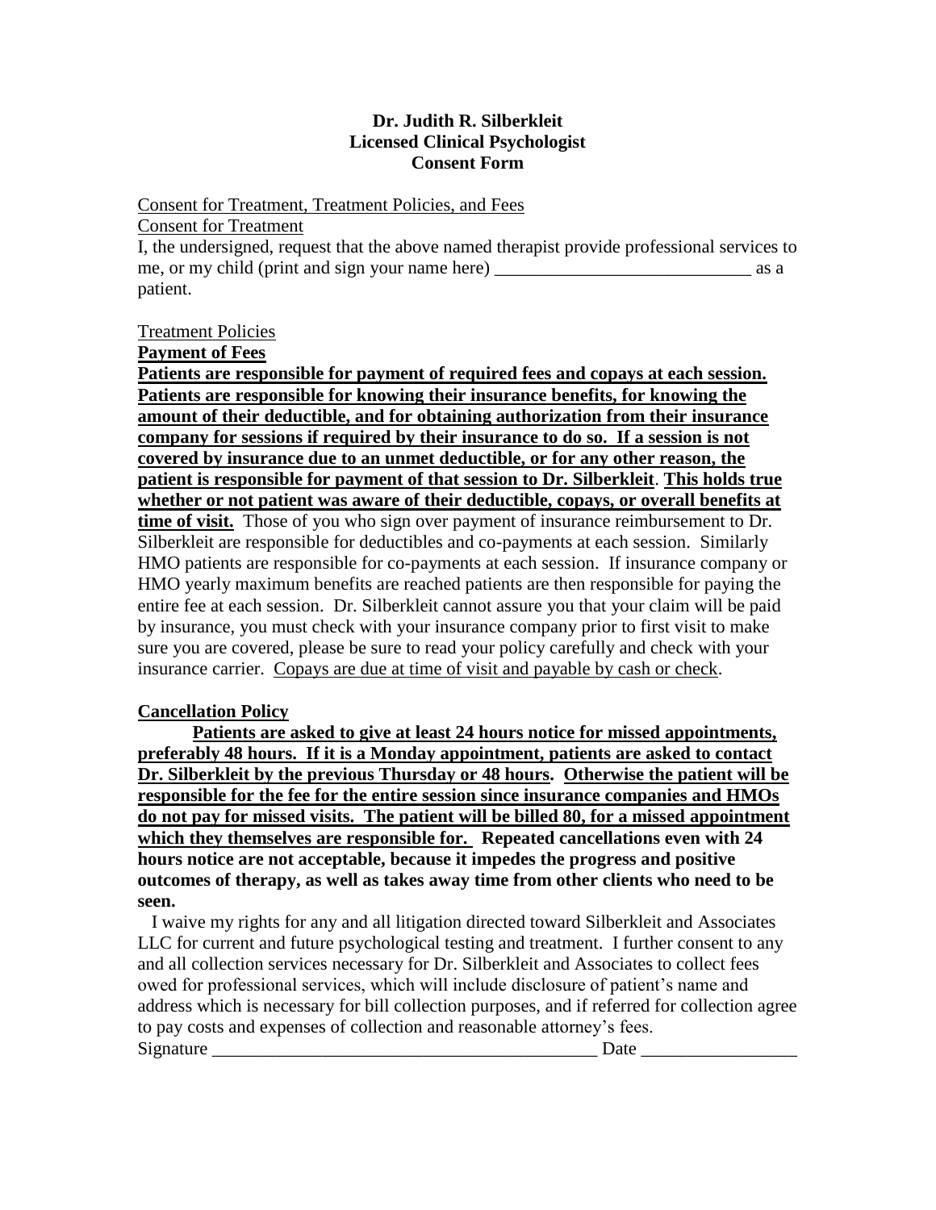**Dr. Judith R. Silberkleit**
**Licensed Clinical Psychologist**
**Consent Form**

<u>Consent for Treatment, Treatment Policies, and Fees</u>

<u>Consent for Treatment</u>

I, the undersigned, request that the above named therapist provide professional services to me, or my child (print and sign your name here) ____________________________ as a patient.

<u>Treatment Policies</u>

<u>**Payment of Fees**</u>

<u>**Patients are responsible for payment of required fees and copays at each session. Patients are responsible for knowing their insurance benefits, for knowing the amount of their deductible, and for obtaining authorization from their insurance company for sessions if required by their insurance to do so. If a session is not covered by insurance due to an unmet deductible, or for any other reason, the patient is responsible for payment of that session to Dr. Silberkleit**</u>. <u>**This holds true whether or not patient was aware of their deductible, copays, or overall benefits at time of visit.**</u> Those of you who sign over payment of insurance reimbursement to Dr. Silberkleit are responsible for deductibles and co-payments at each session. Similarly HMO patients are responsible for co-payments at each session. If insurance company or HMO yearly maximum benefits are reached patients are then responsible for paying the entire fee at each session. Dr. Silberkleit cannot assure you that your claim will be paid by insurance, you must check with your insurance company prior to first visit to make sure you are covered, please be sure to read your policy carefully and check with your insurance carrier. <u>Copays are due at time of visit and payable by cash or check</u>.

<u>**Cancellation Policy**</u>

<u>**Patients are asked to give at least 24 hours notice for missed appointments, preferably 48 hours. If it is a Monday appointment, patients are asked to contact Dr. Silberkleit by the previous Thursday or 48 hours**</u>**.** <u>**Otherwise the patient will be responsible for the fee for the entire session since insurance companies and HMOs do not pay for missed visits. The patient will be billed 80, for a missed appointment which they themselves are responsible for.**</u> **Repeated cancellations even with 24 hours notice are not acceptable, because it impedes the progress and positive outcomes of therapy, as well as takes away time from other clients who need to be seen.**

I waive my rights for any and all litigation directed toward Silberkleit and Associates LLC for current and future psychological testing and treatment. I further consent to any and all collection services necessary for Dr. Silberkleit and Associates to collect fees owed for professional services, which will include disclosure of patient's name and address which is necessary for bill collection purposes, and if referred for collection agree to pay costs and expenses of collection and reasonable attorney's fees.

Signature __________________________________________ Date ________________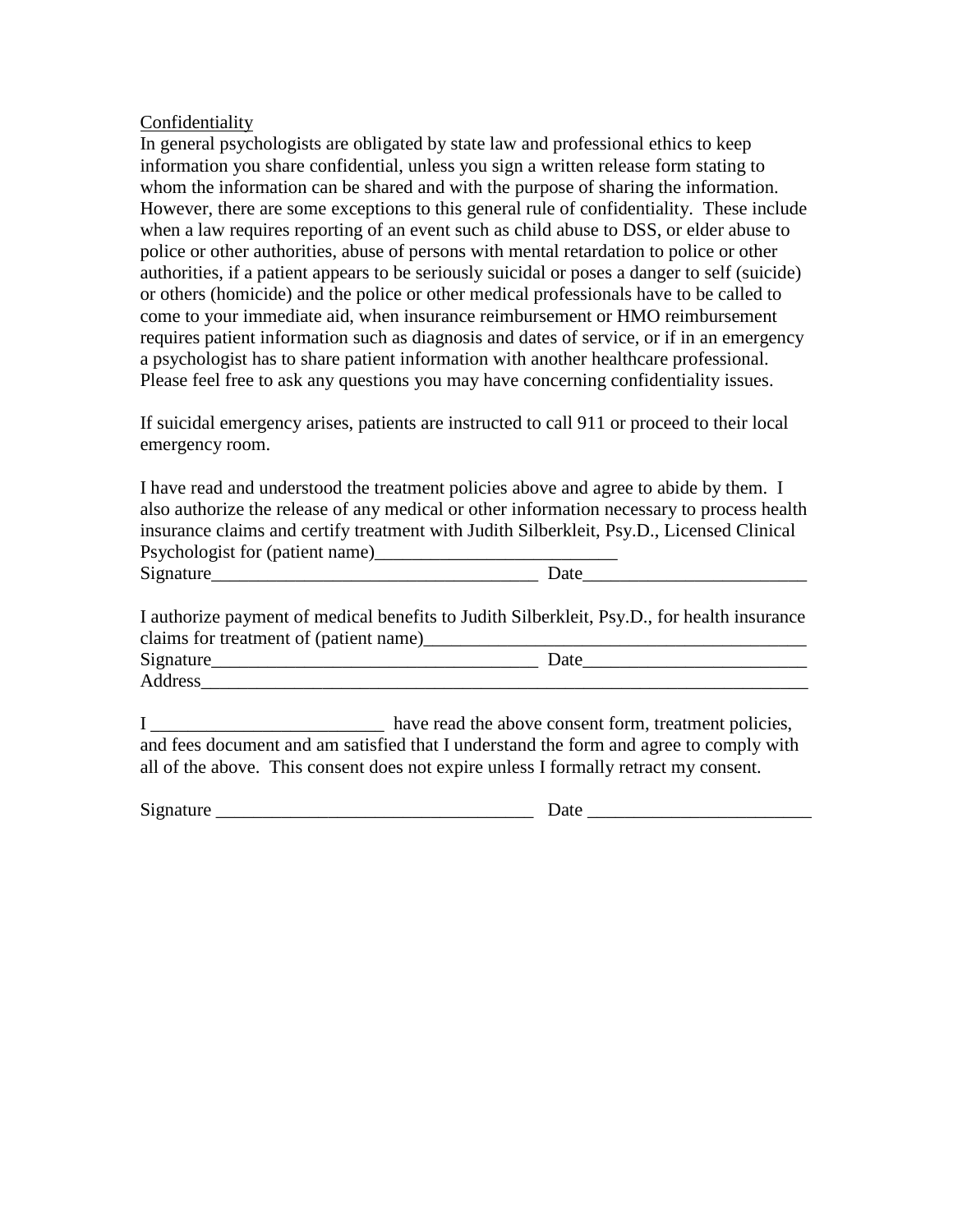Confidentiality

In general psychologists are obligated by state law and professional ethics to keep information you share confidential, unless you sign a written release form stating to whom the information can be shared and with the purpose of sharing the information. However, there are some exceptions to this general rule of confidentiality. These include when a law requires reporting of an event such as child abuse to DSS, or elder abuse to police or other authorities, abuse of persons with mental retardation to police or other authorities, if a patient appears to be seriously suicidal or poses a danger to self (suicide) or others (homicide) and the police or other medical professionals have to be called to come to your immediate aid, when insurance reimbursement or HMO reimbursement requires patient information such as diagnosis and dates of service, or if in an emergency a psychologist has to share patient information with another healthcare professional. Please feel free to ask any questions you may have concerning confidentiality issues.

If suicidal emergency arises, patients are instructed to call 911 or proceed to their local emergency room.

I have read and understood the treatment policies above and agree to abide by them. I also authorize the release of any medical or other information necessary to process health insurance claims and certify treatment with Judith Silberkleit, Psy.D., Licensed Clinical Psychologist for (patient name)__________________________

Signature___________________________________ Date________________________

I authorize payment of medical benefits to Judith Silberkleit, Psy.D., for health insurance claims for treatment of (patient name)__________________________________________

Signature___________________________________ Date________________________

Address_____________________________________________________________________

I _________________________ have read the above consent form, treatment policies, and fees document and am satisfied that I understand the form and agree to comply with all of the above. This consent does not expire unless I formally retract my consent.

Signature __________________________________ Date ________________________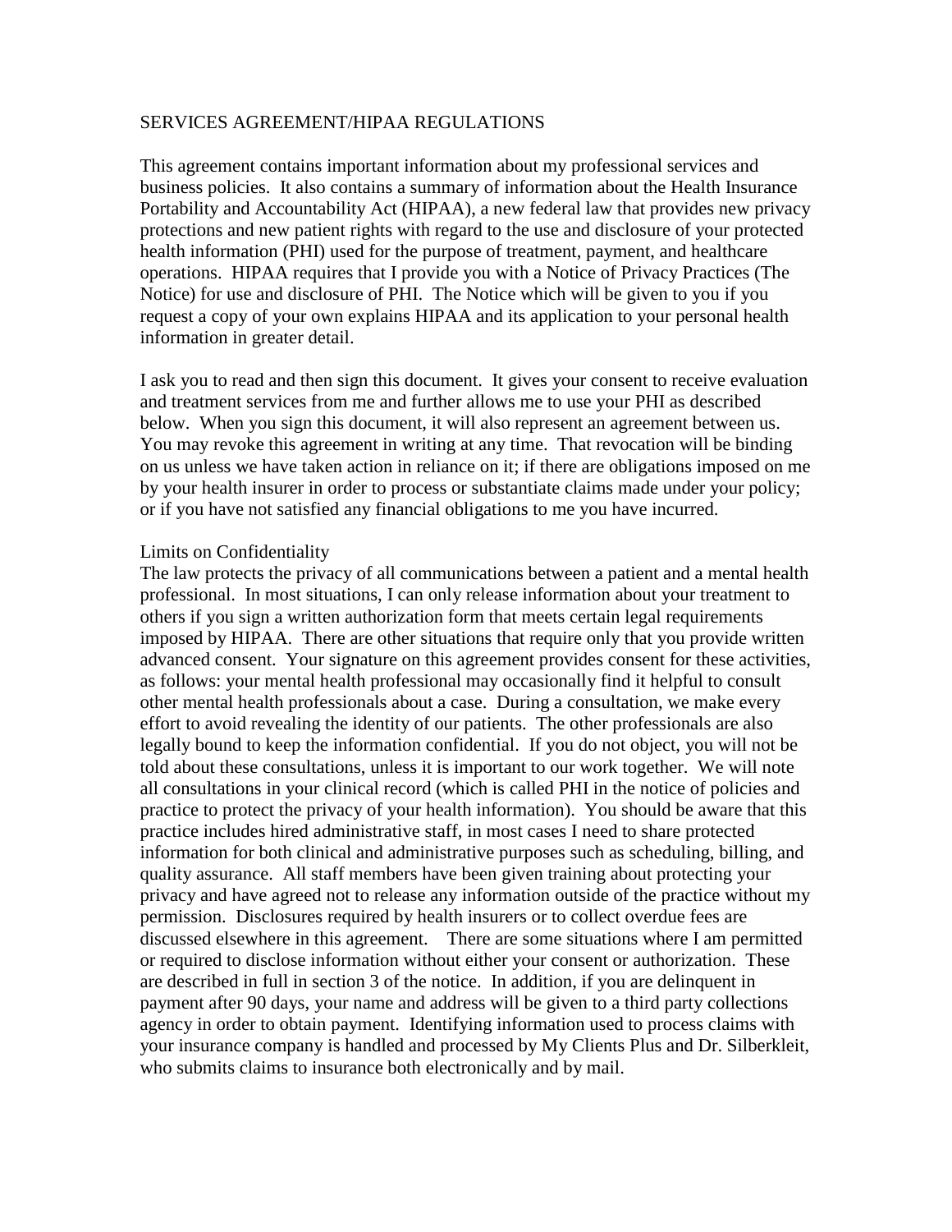# SERVICES AGREEMENT/HIPAA REGULATIONS

This agreement contains important information about my professional services and business policies. It also contains a summary of information about the Health Insurance Portability and Accountability Act (HIPAA), a new federal law that provides new privacy protections and new patient rights with regard to the use and disclosure of your protected health information (PHI) used for the purpose of treatment, payment, and healthcare operations. HIPAA requires that I provide you with a Notice of Privacy Practices (The Notice) for use and disclosure of PHI. The Notice which will be given to you if you request a copy of your own explains HIPAA and its application to your personal health information in greater detail.

I ask you to read and then sign this document. It gives your consent to receive evaluation and treatment services from me and further allows me to use your PHI as described below. When you sign this document, it will also represent an agreement between us. You may revoke this agreement in writing at any time. That revocation will be binding on us unless we have taken action in reliance on it; if there are obligations imposed on me by your health insurer in order to process or substantiate claims made under your policy; or if you have not satisfied any financial obligations to me you have incurred.

## Limits on Confidentiality

The law protects the privacy of all communications between a patient and a mental health professional. In most situations, I can only release information about your treatment to others if you sign a written authorization form that meets certain legal requirements imposed by HIPAA. There are other situations that require only that you provide written advanced consent. Your signature on this agreement provides consent for these activities, as follows: your mental health professional may occasionally find it helpful to consult other mental health professionals about a case. During a consultation, we make every effort to avoid revealing the identity of our patients. The other professionals are also legally bound to keep the information confidential. If you do not object, you will not be told about these consultations, unless it is important to our work together. We will note all consultations in your clinical record (which is called PHI in the notice of policies and practice to protect the privacy of your health information). You should be aware that this practice includes hired administrative staff, in most cases I need to share protected information for both clinical and administrative purposes such as scheduling, billing, and quality assurance. All staff members have been given training about protecting your privacy and have agreed not to release any information outside of the practice without my permission. Disclosures required by health insurers or to collect overdue fees are discussed elsewhere in this agreement. There are some situations where I am permitted or required to disclose information without either your consent or authorization. These are described in full in section 3 of the notice. In addition, if you are delinquent in payment after 90 days, your name and address will be given to a third party collections agency in order to obtain payment. Identifying information used to process claims with your insurance company is handled and processed by My Clients Plus and Dr. Silberkleit, who submits claims to insurance both electronically and by mail.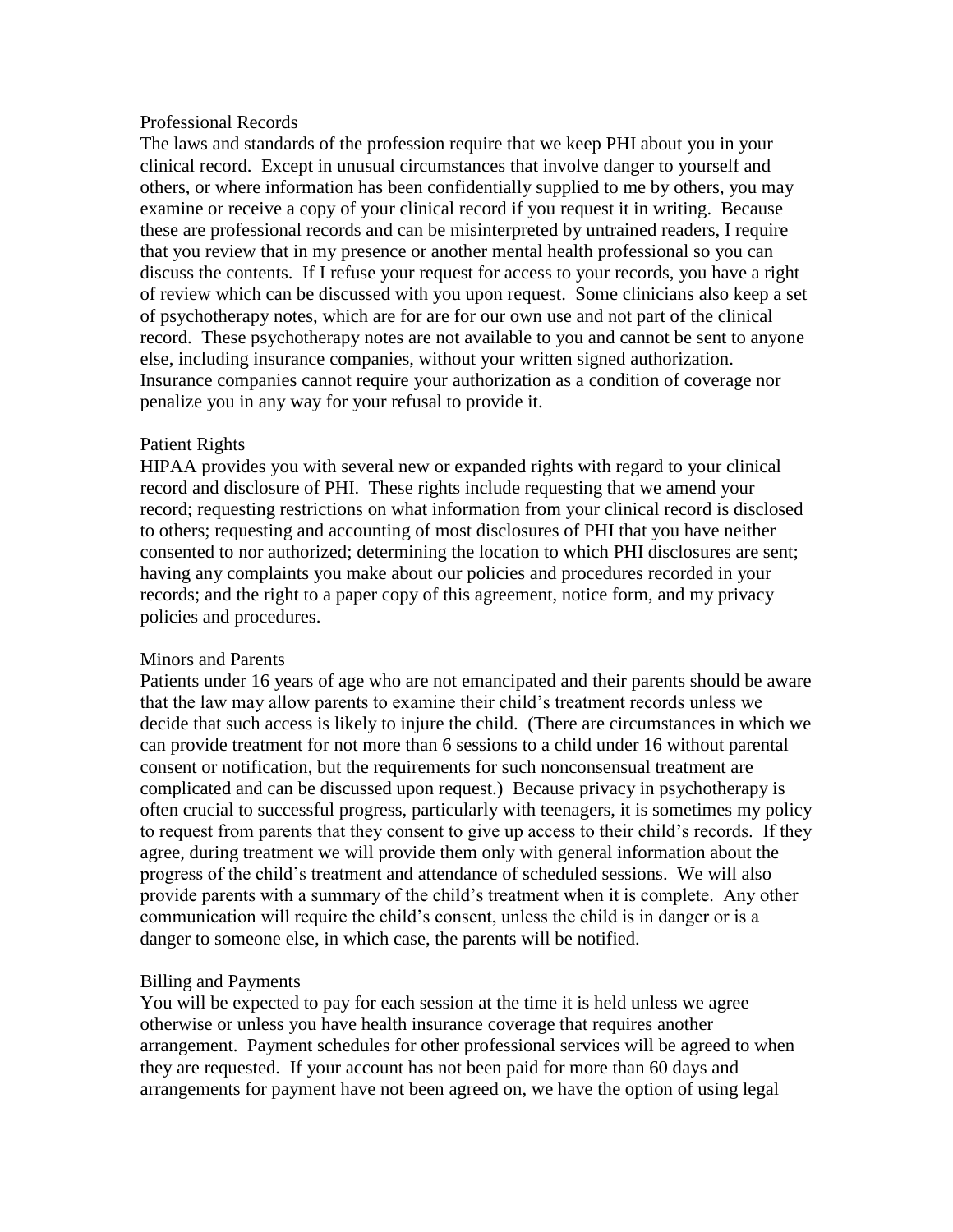## Professional Records

The laws and standards of the profession require that we keep PHI about you in your clinical record. Except in unusual circumstances that involve danger to yourself and others, or where information has been confidentially supplied to me by others, you may examine or receive a copy of your clinical record if you request it in writing. Because these are professional records and can be misinterpreted by untrained readers, I require that you review that in my presence or another mental health professional so you can discuss the contents. If I refuse your request for access to your records, you have a right of review which can be discussed with you upon request. Some clinicians also keep a set of psychotherapy notes, which are for are for our own use and not part of the clinical record. These psychotherapy notes are not available to you and cannot be sent to anyone else, including insurance companies, without your written signed authorization. Insurance companies cannot require your authorization as a condition of coverage nor penalize you in any way for your refusal to provide it.

## Patient Rights

HIPAA provides you with several new or expanded rights with regard to your clinical record and disclosure of PHI. These rights include requesting that we amend your record; requesting restrictions on what information from your clinical record is disclosed to others; requesting and accounting of most disclosures of PHI that you have neither consented to nor authorized; determining the location to which PHI disclosures are sent; having any complaints you make about our policies and procedures recorded in your records; and the right to a paper copy of this agreement, notice form, and my privacy policies and procedures.

## Minors and Parents

Patients under 16 years of age who are not emancipated and their parents should be aware that the law may allow parents to examine their child's treatment records unless we decide that such access is likely to injure the child. (There are circumstances in which we can provide treatment for not more than 6 sessions to a child under 16 without parental consent or notification, but the requirements for such nonconsensual treatment are complicated and can be discussed upon request.) Because privacy in psychotherapy is often crucial to successful progress, particularly with teenagers, it is sometimes my policy to request from parents that they consent to give up access to their child's records. If they agree, during treatment we will provide them only with general information about the progress of the child's treatment and attendance of scheduled sessions. We will also provide parents with a summary of the child's treatment when it is complete. Any other communication will require the child's consent, unless the child is in danger or is a danger to someone else, in which case, the parents will be notified.

## Billing and Payments

You will be expected to pay for each session at the time it is held unless we agree otherwise or unless you have health insurance coverage that requires another arrangement. Payment schedules for other professional services will be agreed to when they are requested. If your account has not been paid for more than 60 days and arrangements for payment have not been agreed on, we have the option of using legal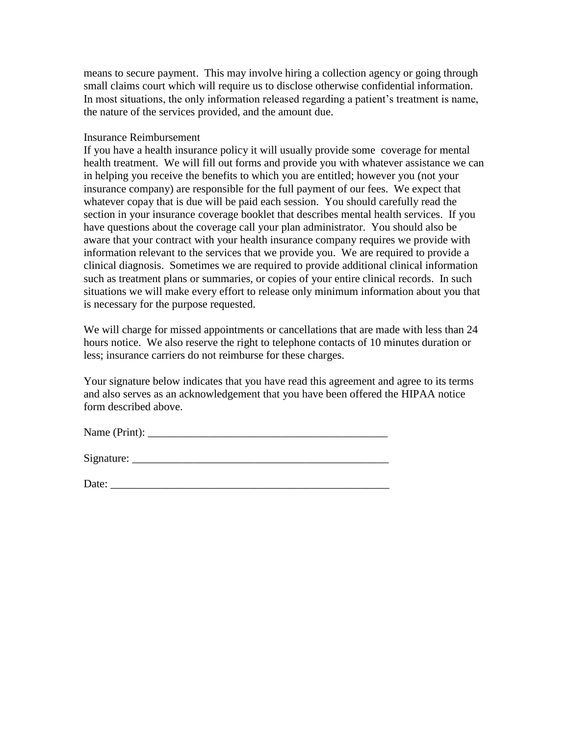means to secure payment. This may involve hiring a collection agency or going through small claims court which will require us to disclose otherwise confidential information. In most situations, the only information released regarding a patient's treatment is name, the nature of the services provided, and the amount due.

Insurance Reimbursement

If you have a health insurance policy it will usually provide some coverage for mental health treatment. We will fill out forms and provide you with whatever assistance we can in helping you receive the benefits to which you are entitled; however you (not your insurance company) are responsible for the full payment of our fees. We expect that whatever copay that is due will be paid each session. You should carefully read the section in your insurance coverage booklet that describes mental health services. If you have questions about the coverage call your plan administrator. You should also be aware that your contract with your health insurance company requires we provide with information relevant to the services that we provide you. We are required to provide a clinical diagnosis. Sometimes we are required to provide additional clinical information such as treatment plans or summaries, or copies of your entire clinical records. In such situations we will make every effort to release only minimum information about you that is necessary for the purpose requested.

We will charge for missed appointments or cancellations that are made with less than 24 hours notice. We also reserve the right to telephone contacts of 10 minutes duration or less; insurance carriers do not reimburse for these charges.

Your signature below indicates that you have read this agreement and agree to its terms and also serves as an acknowledgement that you have been offered the HIPAA notice form described above.

Name (Print): ____________________________________________

Signature: ________________________________________________

Date: ____________________________________________________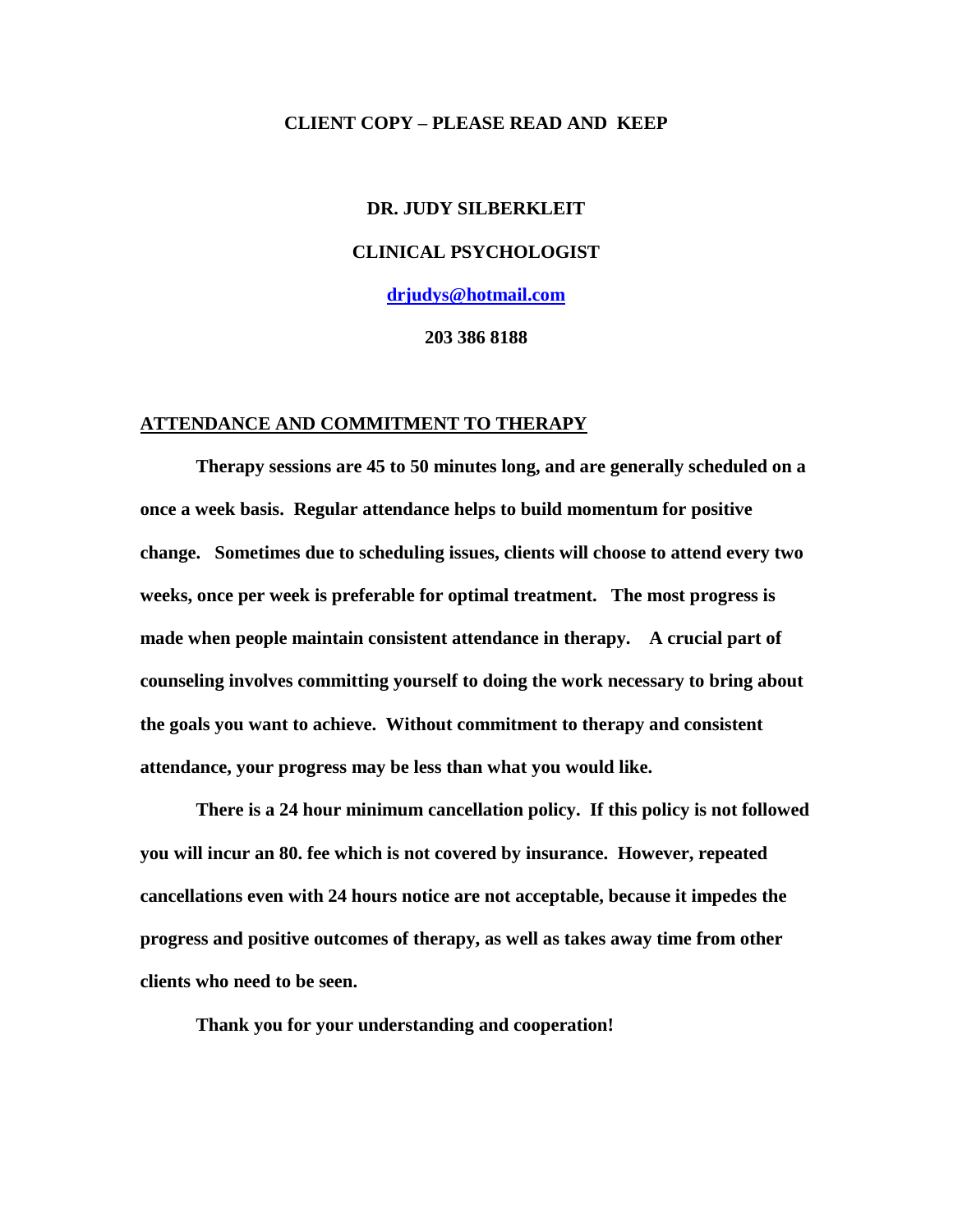**CLIENT COPY – PLEASE READ AND KEEP**

**DR. JUDY SILBERKLEIT**

**CLINICAL PSYCHOLOGIST**

**[drjudys@hotmail.com](mailto:drjudys@hotmail.com)**

**203 386 8188**

## ATTENDANCE AND COMMITMENT TO THERAPY

**Therapy sessions are 45 to 50 minutes long, and are generally scheduled on a once a week basis. Regular attendance helps to build momentum for positive change. Sometimes due to scheduling issues, clients will choose to attend every two weeks, once per week is preferable for optimal treatment. The most progress is made when people maintain consistent attendance in therapy. A crucial part of counseling involves committing yourself to doing the work necessary to bring about the goals you want to achieve. Without commitment to therapy and consistent attendance, your progress may be less than what you would like.**

**There is a 24 hour minimum cancellation policy. If this policy is not followed you will incur an 80. fee which is not covered by insurance. However, repeated cancellations even with 24 hours notice are not acceptable, because it impedes the progress and positive outcomes of therapy, as well as takes away time from other clients who need to be seen.**

**Thank you for your understanding and cooperation!**